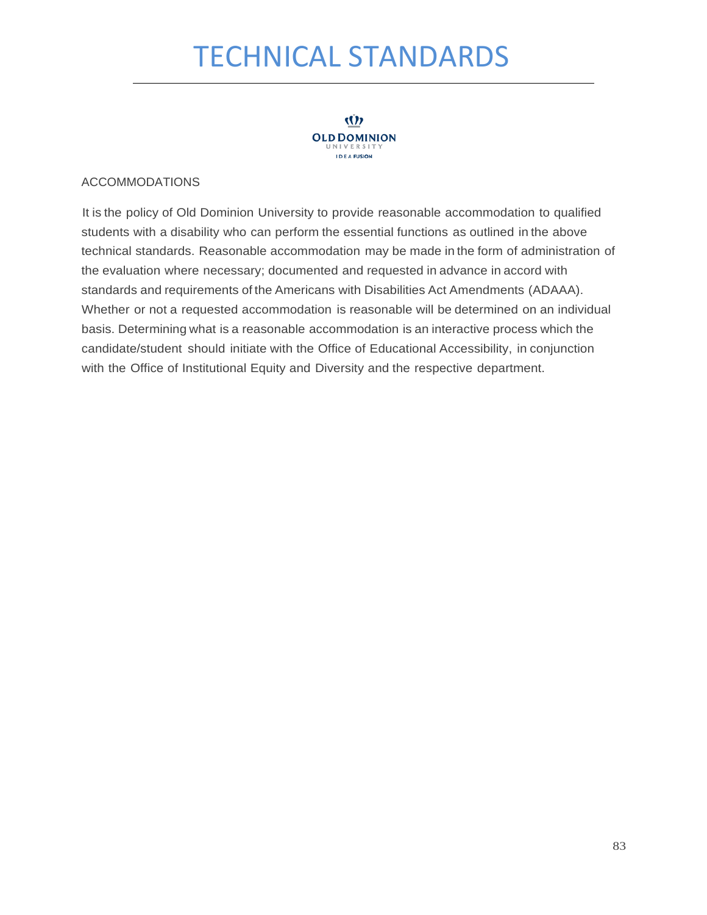# TECHNICAL STANDARDS

OLD DOMINION UNIVERSITY

IDEA FUSION

ACCOMMODATIONS

It is the policy of Old Dominion University to provide reasonable accommodation to qualified students with a disability who can perform the essential functions as outlined in the above technical standards. Reasonable accommodation may be made in the form of administration of the evaluation where necessary; documented and requested in advance in accord with standards and requirements of the Americans with Disabilities Act Amendments (ADAAA). Whether or not a requested accommodation is reasonable will be determined on an individual basis. Determining what is a reasonable accommodation is an interactive process which the candidate/student should initiate with the Office of Educational Accessibility, in conjunction with the Office of Institutional Equity and Diversity and the respective department.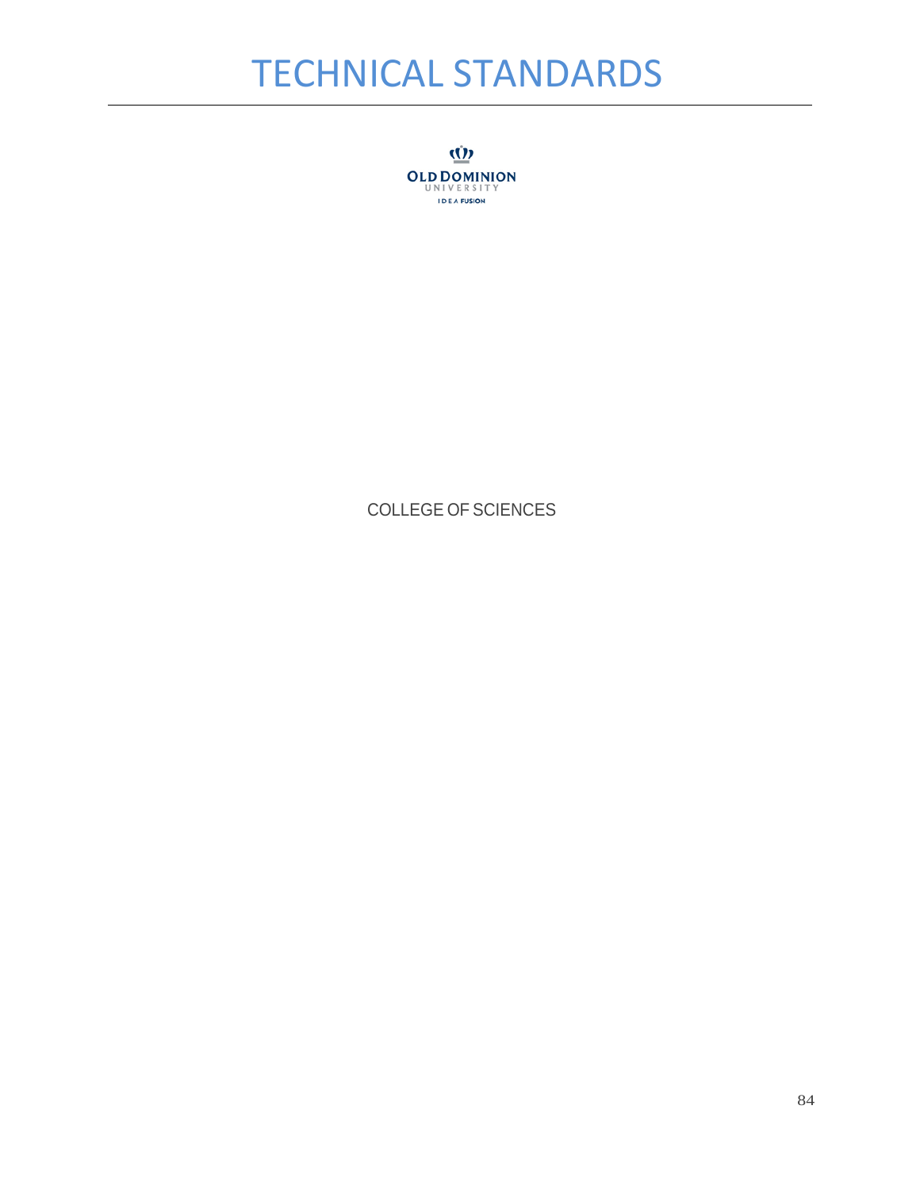# TECHNICAL STANDARDS

OLD DOMINION UNIVERSITY

IDEA FUSION

COLLEGE OF SCIENCES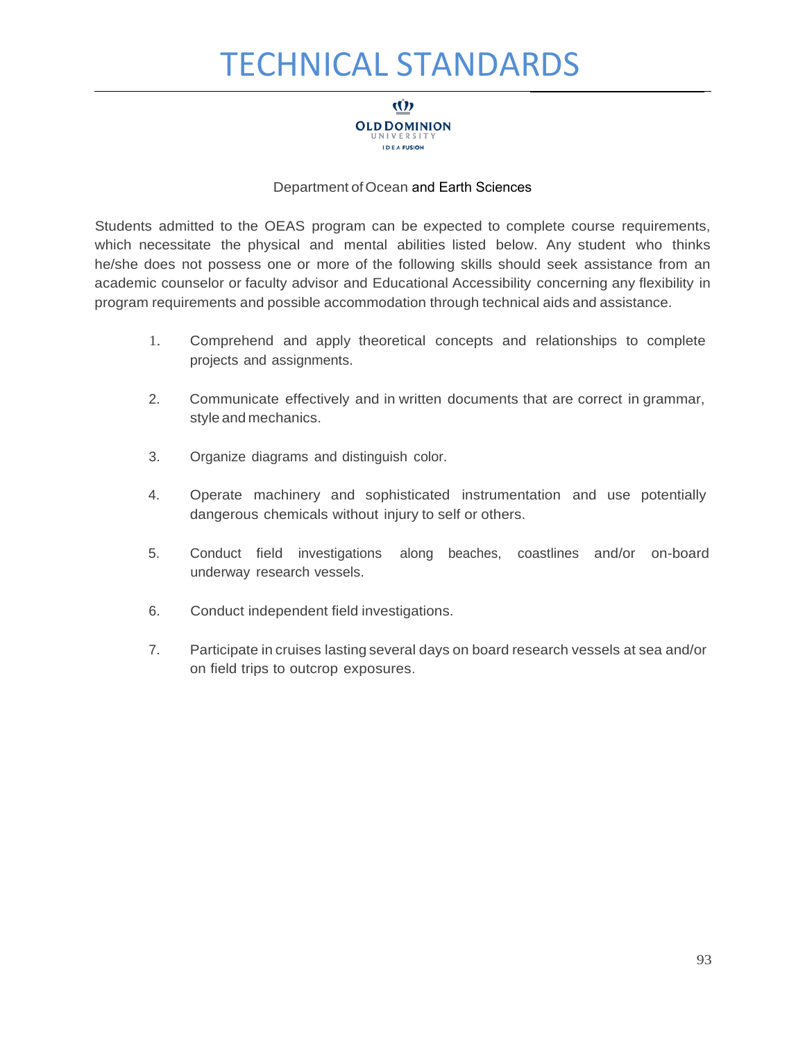# TECHNICAL STANDARDS

OLD DOMINION UNIVERSITY

IDEA FUSION

Department of Ocean and Earth Sciences

Students admitted to the OEAS program can be expected to complete course requirements, which necessitate the physical and mental abilities listed below. Any student who thinks he/she does not possess one or more of the following skills should seek assistance from an academic counselor or faculty advisor and Educational Accessibility concerning any flexibility in program requirements and possible accommodation through technical aids and assistance.

1. Comprehend and apply theoretical concepts and relationships to complete projects and assignments.

2. Communicate effectively and in written documents that are correct in grammar, style and mechanics.

3. Organize diagrams and distinguish color.

4. Operate machinery and sophisticated instrumentation and use potentially dangerous chemicals without injury to self or others.

5. Conduct field investigations along beaches, coastlines and/or on-board underway research vessels.

6. Conduct independent field investigations.

7. Participate in cruises lasting several days on board research vessels at sea and/or on field trips to outcrop exposures.